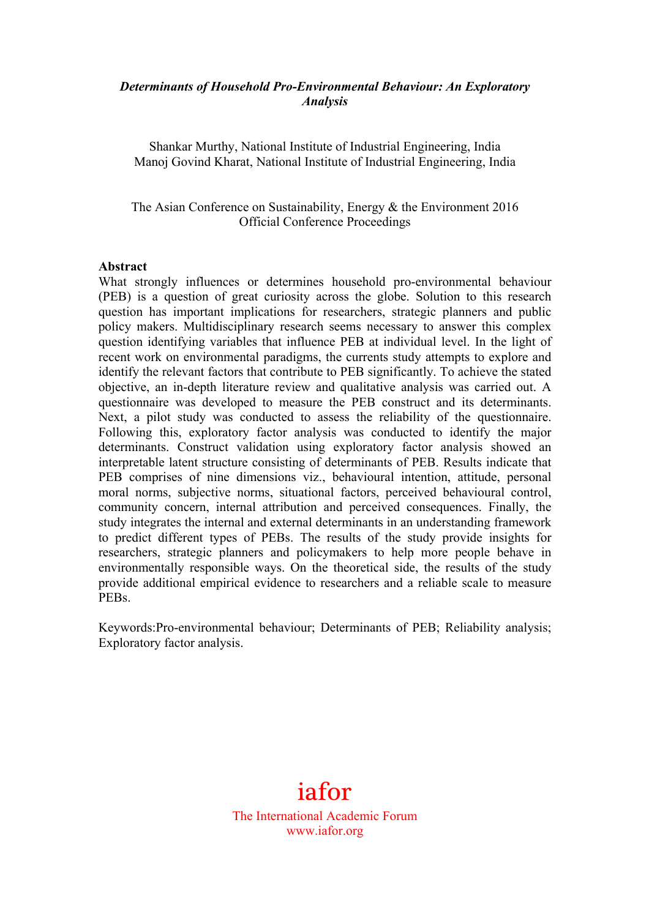***Determinants of Household Pro-Environmental Behaviour: An Exploratory Analysis***

Shankar Murthy, National Institute of Industrial Engineering, India
Manoj Govind Kharat, National Institute of Industrial Engineering, India

The Asian Conference on Sustainability, Energy & the Environment 2016
Official Conference Proceedings

**Abstract**

What strongly influences or determines household pro-environmental behaviour (PEB) is a question of great curiosity across the globe. Solution to this research question has important implications for researchers, strategic planners and public policy makers. Multidisciplinary research seems necessary to answer this complex question identifying variables that influence PEB at individual level. In the light of recent work on environmental paradigms, the currents study attempts to explore and identify the relevant factors that contribute to PEB significantly. To achieve the stated objective, an in-depth literature review and qualitative analysis was carried out. A questionnaire was developed to measure the PEB construct and its determinants. Next, a pilot study was conducted to assess the reliability of the questionnaire. Following this, exploratory factor analysis was conducted to identify the major determinants. Construct validation using exploratory factor analysis showed an interpretable latent structure consisting of determinants of PEB. Results indicate that PEB comprises of nine dimensions viz., behavioural intention, attitude, personal moral norms, subjective norms, situational factors, perceived behavioural control, community concern, internal attribution and perceived consequences. Finally, the study integrates the internal and external determinants in an understanding framework to predict different types of PEBs. The results of the study provide insights for researchers, strategic planners and policymakers to help more people behave in environmentally responsible ways. On the theoretical side, the results of the study provide additional empirical evidence to researchers and a reliable scale to measure PEBs.

Keywords:Pro-environmental behaviour; Determinants of PEB; Reliability analysis; Exploratory factor analysis.

iafor
The International Academic Forum
www.iafor.org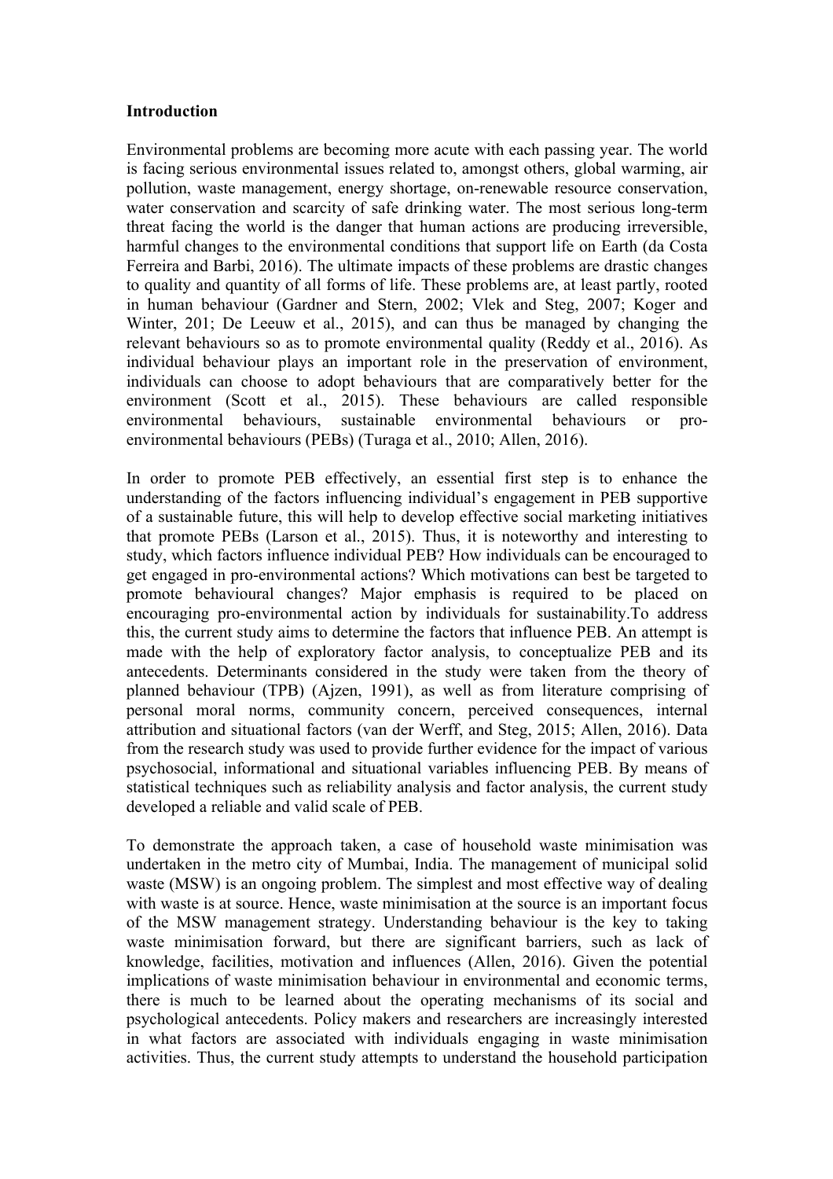**Introduction**

Environmental problems are becoming more acute with each passing year. The world is facing serious environmental issues related to, amongst others, global warming, air pollution, waste management, energy shortage, on-renewable resource conservation, water conservation and scarcity of safe drinking water. The most serious long-term threat facing the world is the danger that human actions are producing irreversible, harmful changes to the environmental conditions that support life on Earth (da Costa Ferreira and Barbi, 2016). The ultimate impacts of these problems are drastic changes to quality and quantity of all forms of life. These problems are, at least partly, rooted in human behaviour (Gardner and Stern, 2002; Vlek and Steg, 2007; Koger and Winter, 201; De Leeuw et al., 2015), and can thus be managed by changing the relevant behaviours so as to promote environmental quality (Reddy et al., 2016). As individual behaviour plays an important role in the preservation of environment, individuals can choose to adopt behaviours that are comparatively better for the environment (Scott et al., 2015). These behaviours are called responsible environmental behaviours, sustainable environmental behaviours or pro-environmental behaviours (PEBs) (Turaga et al., 2010; Allen, 2016).

In order to promote PEB effectively, an essential first step is to enhance the understanding of the factors influencing individual's engagement in PEB supportive of a sustainable future, this will help to develop effective social marketing initiatives that promote PEBs (Larson et al., 2015). Thus, it is noteworthy and interesting to study, which factors influence individual PEB? How individuals can be encouraged to get engaged in pro-environmental actions? Which motivations can best be targeted to promote behavioural changes? Major emphasis is required to be placed on encouraging pro-environmental action by individuals for sustainability.To address this, the current study aims to determine the factors that influence PEB. An attempt is made with the help of exploratory factor analysis, to conceptualize PEB and its antecedents. Determinants considered in the study were taken from the theory of planned behaviour (TPB) (Ajzen, 1991), as well as from literature comprising of personal moral norms, community concern, perceived consequences, internal attribution and situational factors (van der Werff, and Steg, 2015; Allen, 2016). Data from the research study was used to provide further evidence for the impact of various psychosocial, informational and situational variables influencing PEB. By means of statistical techniques such as reliability analysis and factor analysis, the current study developed a reliable and valid scale of PEB.

To demonstrate the approach taken, a case of household waste minimisation was undertaken in the metro city of Mumbai, India. The management of municipal solid waste (MSW) is an ongoing problem. The simplest and most effective way of dealing with waste is at source. Hence, waste minimisation at the source is an important focus of the MSW management strategy. Understanding behaviour is the key to taking waste minimisation forward, but there are significant barriers, such as lack of knowledge, facilities, motivation and influences (Allen, 2016). Given the potential implications of waste minimisation behaviour in environmental and economic terms, there is much to be learned about the operating mechanisms of its social and psychological antecedents. Policy makers and researchers are increasingly interested in what factors are associated with individuals engaging in waste minimisation activities. Thus, the current study attempts to understand the household participation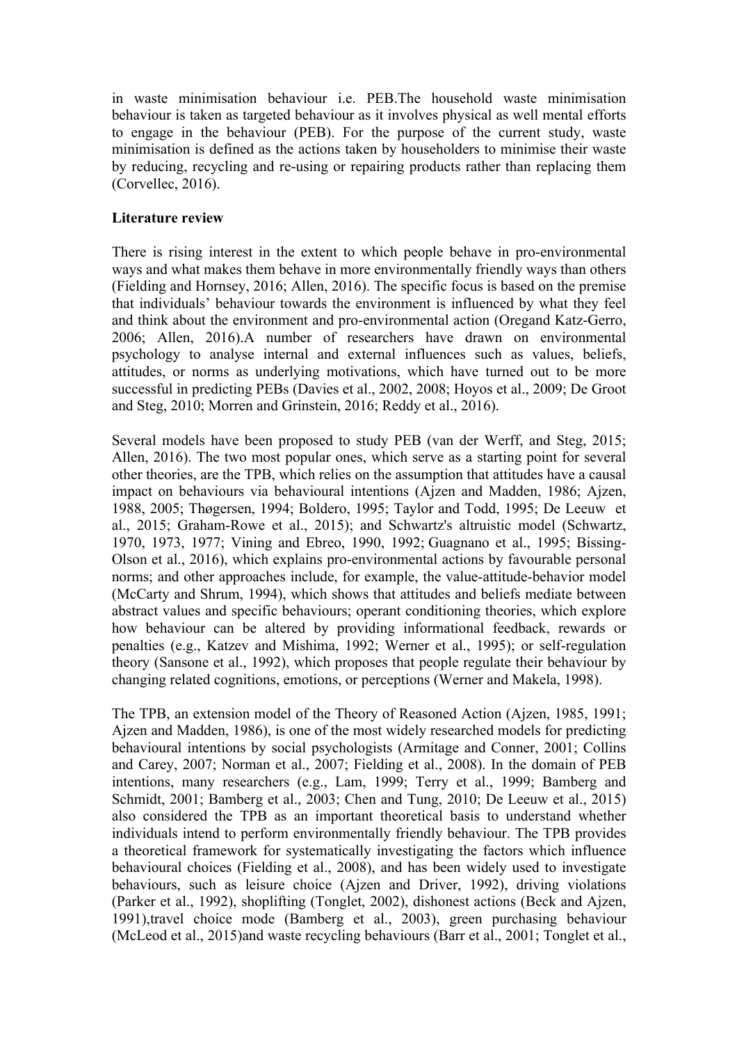in waste minimisation behaviour i.e. PEB.The household waste minimisation behaviour is taken as targeted behaviour as it involves physical as well mental efforts to engage in the behaviour (PEB). For the purpose of the current study, waste minimisation is defined as the actions taken by householders to minimise their waste by reducing, recycling and re-using or repairing products rather than replacing them (Corvellec, 2016).

**Literature review**

There is rising interest in the extent to which people behave in pro-environmental ways and what makes them behave in more environmentally friendly ways than others (Fielding and Hornsey, 2016; Allen, 2016). The specific focus is based on the premise that individuals' behaviour towards the environment is influenced by what they feel and think about the environment and pro-environmental action (Oregand Katz-Gerro, 2006; Allen, 2016).A number of researchers have drawn on environmental psychology to analyse internal and external influences such as values, beliefs, attitudes, or norms as underlying motivations, which have turned out to be more successful in predicting PEBs (Davies et al., 2002, 2008; Hoyos et al., 2009; De Groot and Steg, 2010; Morren and Grinstein, 2016; Reddy et al., 2016).

Several models have been proposed to study PEB (van der Werff, and Steg, 2015; Allen, 2016). The two most popular ones, which serve as a starting point for several other theories, are the TPB, which relies on the assumption that attitudes have a causal impact on behaviours via behavioural intentions (Ajzen and Madden, 1986; Ajzen, 1988, 2005; Thøgersen, 1994; Boldero, 1995; Taylor and Todd, 1995; De Leeuw et al., 2015; Graham-Rowe et al., 2015); and Schwartz's altruistic model (Schwartz, 1970, 1973, 1977; Vining and Ebreo, 1990, 1992; Guagnano et al., 1995; Bissing-Olson et al., 2016), which explains pro-environmental actions by favourable personal norms; and other approaches include, for example, the value-attitude-behavior model (McCarty and Shrum, 1994), which shows that attitudes and beliefs mediate between abstract values and specific behaviours; operant conditioning theories, which explore how behaviour can be altered by providing informational feedback, rewards or penalties (e.g., Katzev and Mishima, 1992; Werner et al., 1995); or self-regulation theory (Sansone et al., 1992), which proposes that people regulate their behaviour by changing related cognitions, emotions, or perceptions (Werner and Makela, 1998).

The TPB, an extension model of the Theory of Reasoned Action (Ajzen, 1985, 1991; Ajzen and Madden, 1986), is one of the most widely researched models for predicting behavioural intentions by social psychologists (Armitage and Conner, 2001; Collins and Carey, 2007; Norman et al., 2007; Fielding et al., 2008). In the domain of PEB intentions, many researchers (e.g., Lam, 1999; Terry et al., 1999; Bamberg and Schmidt, 2001; Bamberg et al., 2003; Chen and Tung, 2010; De Leeuw et al., 2015) also considered the TPB as an important theoretical basis to understand whether individuals intend to perform environmentally friendly behaviour. The TPB provides a theoretical framework for systematically investigating the factors which influence behavioural choices (Fielding et al., 2008), and has been widely used to investigate behaviours, such as leisure choice (Ajzen and Driver, 1992), driving violations (Parker et al., 1992), shoplifting (Tonglet, 2002), dishonest actions (Beck and Ajzen, 1991),travel choice mode (Bamberg et al., 2003), green purchasing behaviour (McLeod et al., 2015)and waste recycling behaviours (Barr et al., 2001; Tonglet et al.,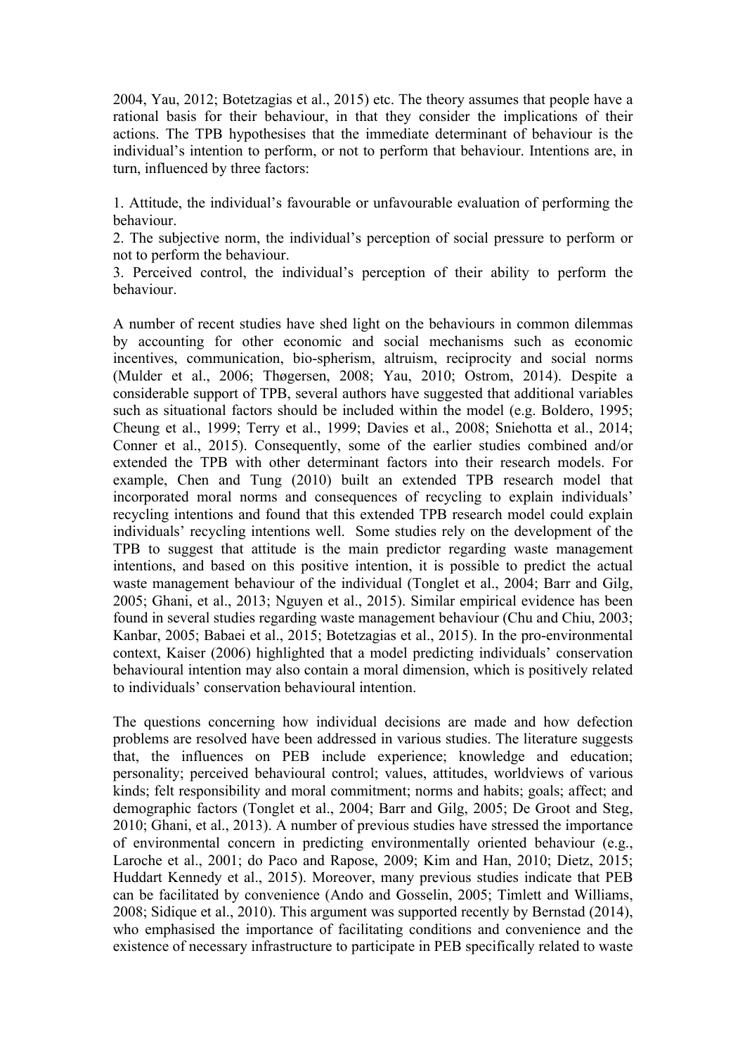2004, Yau, 2012; Botetzagias et al., 2015) etc. The theory assumes that people have a rational basis for their behaviour, in that they consider the implications of their actions. The TPB hypothesises that the immediate determinant of behaviour is the individual's intention to perform, or not to perform that behaviour. Intentions are, in turn, influenced by three factors:

1. Attitude, the individual's favourable or unfavourable evaluation of performing the behaviour.
2. The subjective norm, the individual's perception of social pressure to perform or not to perform the behaviour.
3. Perceived control, the individual's perception of their ability to perform the behaviour.

A number of recent studies have shed light on the behaviours in common dilemmas by accounting for other economic and social mechanisms such as economic incentives, communication, bio-spherism, altruism, reciprocity and social norms (Mulder et al., 2006; Thøgersen, 2008; Yau, 2010; Ostrom, 2014). Despite a considerable support of TPB, several authors have suggested that additional variables such as situational factors should be included within the model (e.g. Boldero, 1995; Cheung et al., 1999; Terry et al., 1999; Davies et al., 2008; Sniehotta et al., 2014; Conner et al., 2015). Consequently, some of the earlier studies combined and/or extended the TPB with other determinant factors into their research models. For example, Chen and Tung (2010) built an extended TPB research model that incorporated moral norms and consequences of recycling to explain individuals' recycling intentions and found that this extended TPB research model could explain individuals' recycling intentions well. Some studies rely on the development of the TPB to suggest that attitude is the main predictor regarding waste management intentions, and based on this positive intention, it is possible to predict the actual waste management behaviour of the individual (Tonglet et al., 2004; Barr and Gilg, 2005; Ghani, et al., 2013; Nguyen et al., 2015). Similar empirical evidence has been found in several studies regarding waste management behaviour (Chu and Chiu, 2003; Kanbar, 2005; Babaei et al., 2015; Botetzagias et al., 2015). In the pro-environmental context, Kaiser (2006) highlighted that a model predicting individuals' conservation behavioural intention may also contain a moral dimension, which is positively related to individuals' conservation behavioural intention.

The questions concerning how individual decisions are made and how defection problems are resolved have been addressed in various studies. The literature suggests that, the influences on PEB include experience; knowledge and education; personality; perceived behavioural control; values, attitudes, worldviews of various kinds; felt responsibility and moral commitment; norms and habits; goals; affect; and demographic factors (Tonglet et al., 2004; Barr and Gilg, 2005; De Groot and Steg, 2010; Ghani, et al., 2013). A number of previous studies have stressed the importance of environmental concern in predicting environmentally oriented behaviour (e.g., Laroche et al., 2001; do Paco and Rapose, 2009; Kim and Han, 2010; Dietz, 2015; Huddart Kennedy et al., 2015). Moreover, many previous studies indicate that PEB can be facilitated by convenience (Ando and Gosselin, 2005; Timlett and Williams, 2008; Sidique et al., 2010). This argument was supported recently by Bernstad (2014), who emphasised the importance of facilitating conditions and convenience and the existence of necessary infrastructure to participate in PEB specifically related to waste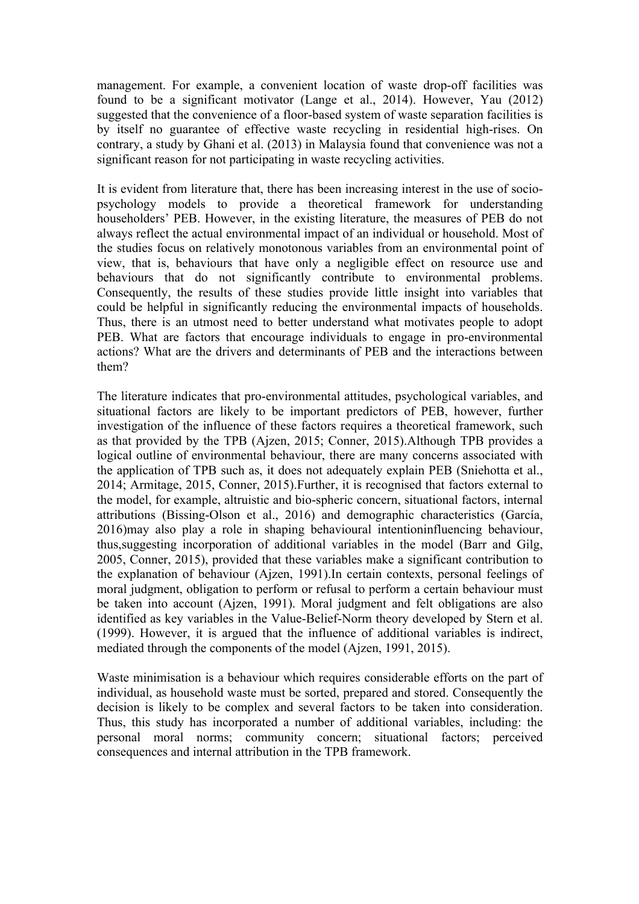management. For example, a convenient location of waste drop-off facilities was found to be a significant motivator (Lange et al., 2014). However, Yau (2012) suggested that the convenience of a floor-based system of waste separation facilities is by itself no guarantee of effective waste recycling in residential high-rises. On contrary, a study by Ghani et al. (2013) in Malaysia found that convenience was not a significant reason for not participating in waste recycling activities.

It is evident from literature that, there has been increasing interest in the use of socio-psychology models to provide a theoretical framework for understanding householders' PEB. However, in the existing literature, the measures of PEB do not always reflect the actual environmental impact of an individual or household. Most of the studies focus on relatively monotonous variables from an environmental point of view, that is, behaviours that have only a negligible effect on resource use and behaviours that do not significantly contribute to environmental problems. Consequently, the results of these studies provide little insight into variables that could be helpful in significantly reducing the environmental impacts of households. Thus, there is an utmost need to better understand what motivates people to adopt PEB. What are factors that encourage individuals to engage in pro-environmental actions? What are the drivers and determinants of PEB and the interactions between them?

The literature indicates that pro-environmental attitudes, psychological variables, and situational factors are likely to be important predictors of PEB, however, further investigation of the influence of these factors requires a theoretical framework, such as that provided by the TPB (Ajzen, 2015; Conner, 2015).Although TPB provides a logical outline of environmental behaviour, there are many concerns associated with the application of TPB such as, it does not adequately explain PEB (Sniehotta et al., 2014; Armitage, 2015, Conner, 2015).Further, it is recognised that factors external to the model, for example, altruistic and bio-spheric concern, situational factors, internal attributions (Bissing-Olson et al., 2016) and demographic characteristics (García, 2016)may also play a role in shaping behavioural intentioninfluencing behaviour, thus,suggesting incorporation of additional variables in the model (Barr and Gilg, 2005, Conner, 2015), provided that these variables make a significant contribution to the explanation of behaviour (Ajzen, 1991).In certain contexts, personal feelings of moral judgment, obligation to perform or refusal to perform a certain behaviour must be taken into account (Ajzen, 1991). Moral judgment and felt obligations are also identified as key variables in the Value-Belief-Norm theory developed by Stern et al. (1999). However, it is argued that the influence of additional variables is indirect, mediated through the components of the model (Ajzen, 1991, 2015).

Waste minimisation is a behaviour which requires considerable efforts on the part of individual, as household waste must be sorted, prepared and stored. Consequently the decision is likely to be complex and several factors to be taken into consideration. Thus, this study has incorporated a number of additional variables, including: the personal moral norms; community concern; situational factors; perceived consequences and internal attribution in the TPB framework.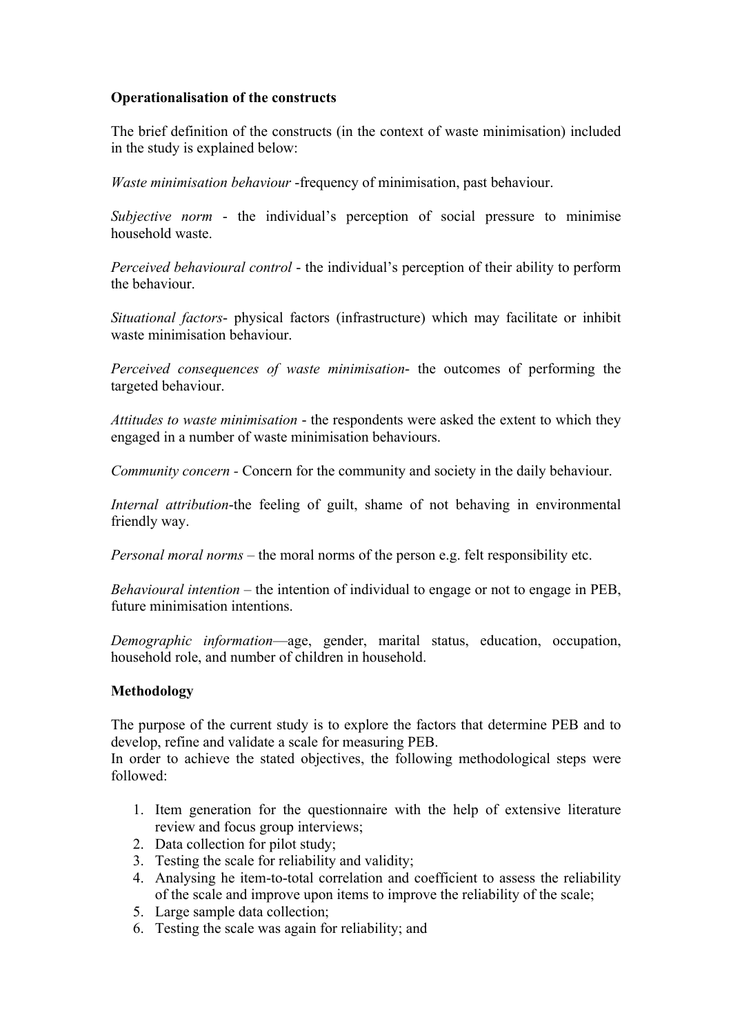**Operationalisation of the constructs**

The brief definition of the constructs (in the context of waste minimisation) included in the study is explained below:

*Waste minimisation behaviour* -frequency of minimisation, past behaviour.

*Subjective norm* - the individual's perception of social pressure to minimise household waste.

*Perceived behavioural control* - the individual's perception of their ability to perform the behaviour.

*Situational factors*- physical factors (infrastructure) which may facilitate or inhibit waste minimisation behaviour.

*Perceived consequences of waste minimisation*- the outcomes of performing the targeted behaviour.

*Attitudes to waste minimisation* - the respondents were asked the extent to which they engaged in a number of waste minimisation behaviours.

*Community concern* - Concern for the community and society in the daily behaviour.

*Internal attribution*-the feeling of guilt, shame of not behaving in environmental friendly way.

*Personal moral norms* – the moral norms of the person e.g. felt responsibility etc.

*Behavioural intention* – the intention of individual to engage or not to engage in PEB, future minimisation intentions.

*Demographic information*—age, gender, marital status, education, occupation, household role, and number of children in household.

**Methodology**

The purpose of the current study is to explore the factors that determine PEB and to develop, refine and validate a scale for measuring PEB.
In order to achieve the stated objectives, the following methodological steps were followed:

1. Item generation for the questionnaire with the help of extensive literature review and focus group interviews;
2. Data collection for pilot study;
3. Testing the scale for reliability and validity;
4. Analysing he item-to-total correlation and coefficient to assess the reliability of the scale and improve upon items to improve the reliability of the scale;
5. Large sample data collection;
6. Testing the scale was again for reliability; and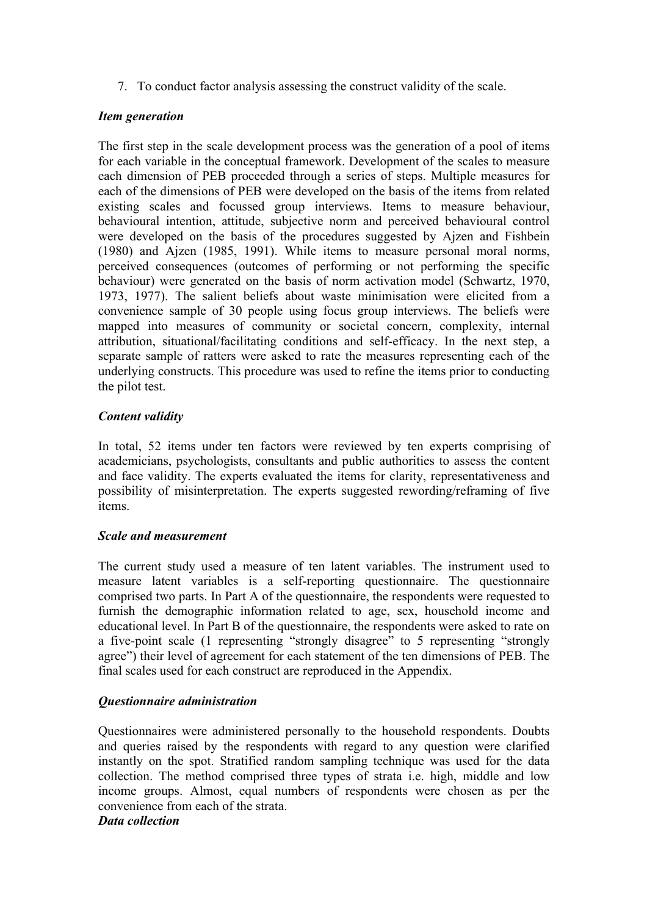7. To conduct factor analysis assessing the construct validity of the scale.

***Item generation***

The first step in the scale development process was the generation of a pool of items for each variable in the conceptual framework. Development of the scales to measure each dimension of PEB proceeded through a series of steps. Multiple measures for each of the dimensions of PEB were developed on the basis of the items from related existing scales and focussed group interviews. Items to measure behaviour, behavioural intention, attitude, subjective norm and perceived behavioural control were developed on the basis of the procedures suggested by Ajzen and Fishbein (1980) and Ajzen (1985, 1991). While items to measure personal moral norms, perceived consequences (outcomes of performing or not performing the specific behaviour) were generated on the basis of norm activation model (Schwartz, 1970, 1973, 1977). The salient beliefs about waste minimisation were elicited from a convenience sample of 30 people using focus group interviews. The beliefs were mapped into measures of community or societal concern, complexity, internal attribution, situational/facilitating conditions and self-efficacy. In the next step, a separate sample of ratters were asked to rate the measures representing each of the underlying constructs. This procedure was used to refine the items prior to conducting the pilot test.

***Content validity***

In total, 52 items under ten factors were reviewed by ten experts comprising of academicians, psychologists, consultants and public authorities to assess the content and face validity. The experts evaluated the items for clarity, representativeness and possibility of misinterpretation. The experts suggested rewording/reframing of five items.

***Scale and measurement***

The current study used a measure of ten latent variables. The instrument used to measure latent variables is a self-reporting questionnaire. The questionnaire comprised two parts. In Part A of the questionnaire, the respondents were requested to furnish the demographic information related to age, sex, household income and educational level. In Part B of the questionnaire, the respondents were asked to rate on a five-point scale (1 representing "strongly disagree" to 5 representing "strongly agree") their level of agreement for each statement of the ten dimensions of PEB. The final scales used for each construct are reproduced in the Appendix.

***Questionnaire administration***

Questionnaires were administered personally to the household respondents. Doubts and queries raised by the respondents with regard to any question were clarified instantly on the spot. Stratified random sampling technique was used for the data collection. The method comprised three types of strata i.e. high, middle and low income groups. Almost, equal numbers of respondents were chosen as per the convenience from each of the strata.

***Data collection***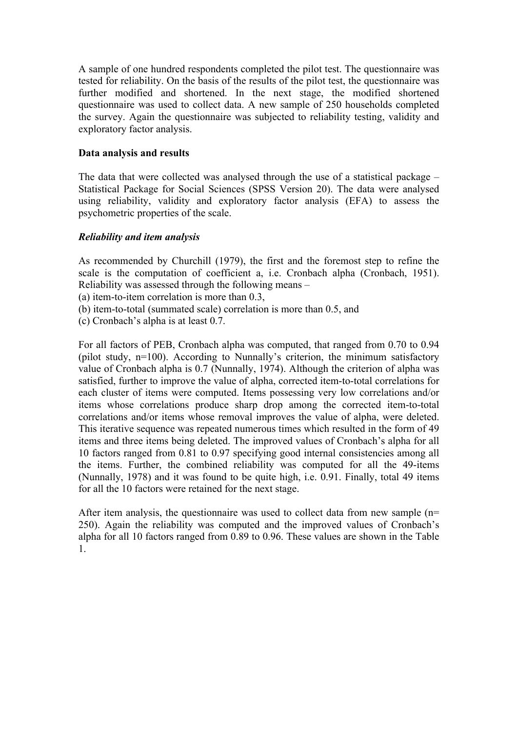A sample of one hundred respondents completed the pilot test. The questionnaire was tested for reliability. On the basis of the results of the pilot test, the questionnaire was further modified and shortened. In the next stage, the modified shortened questionnaire was used to collect data. A new sample of 250 households completed the survey. Again the questionnaire was subjected to reliability testing, validity and exploratory factor analysis.

**Data analysis and results**

The data that were collected was analysed through the use of a statistical package – Statistical Package for Social Sciences (SPSS Version 20). The data were analysed using reliability, validity and exploratory factor analysis (EFA) to assess the psychometric properties of the scale.

***Reliability and item analysis***

As recommended by Churchill (1979), the first and the foremost step to refine the scale is the computation of coefficient a, i.e. Cronbach alpha (Cronbach, 1951). Reliability was assessed through the following means –
(a) item-to-item correlation is more than 0.3,
(b) item-to-total (summated scale) correlation is more than 0.5, and
(c) Cronbach's alpha is at least 0.7.

For all factors of PEB, Cronbach alpha was computed, that ranged from 0.70 to 0.94 (pilot study, n=100). According to Nunnally's criterion, the minimum satisfactory value of Cronbach alpha is 0.7 (Nunnally, 1974). Although the criterion of alpha was satisfied, further to improve the value of alpha, corrected item-to-total correlations for each cluster of items were computed. Items possessing very low correlations and/or items whose correlations produce sharp drop among the corrected item-to-total correlations and/or items whose removal improves the value of alpha, were deleted. This iterative sequence was repeated numerous times which resulted in the form of 49 items and three items being deleted. The improved values of Cronbach's alpha for all 10 factors ranged from 0.81 to 0.97 specifying good internal consistencies among all the items. Further, the combined reliability was computed for all the 49-items (Nunnally, 1978) and it was found to be quite high, i.e. 0.91. Finally, total 49 items for all the 10 factors were retained for the next stage.

After item analysis, the questionnaire was used to collect data from new sample (n= 250). Again the reliability was computed and the improved values of Cronbach's alpha for all 10 factors ranged from 0.89 to 0.96. These values are shown in the Table 1.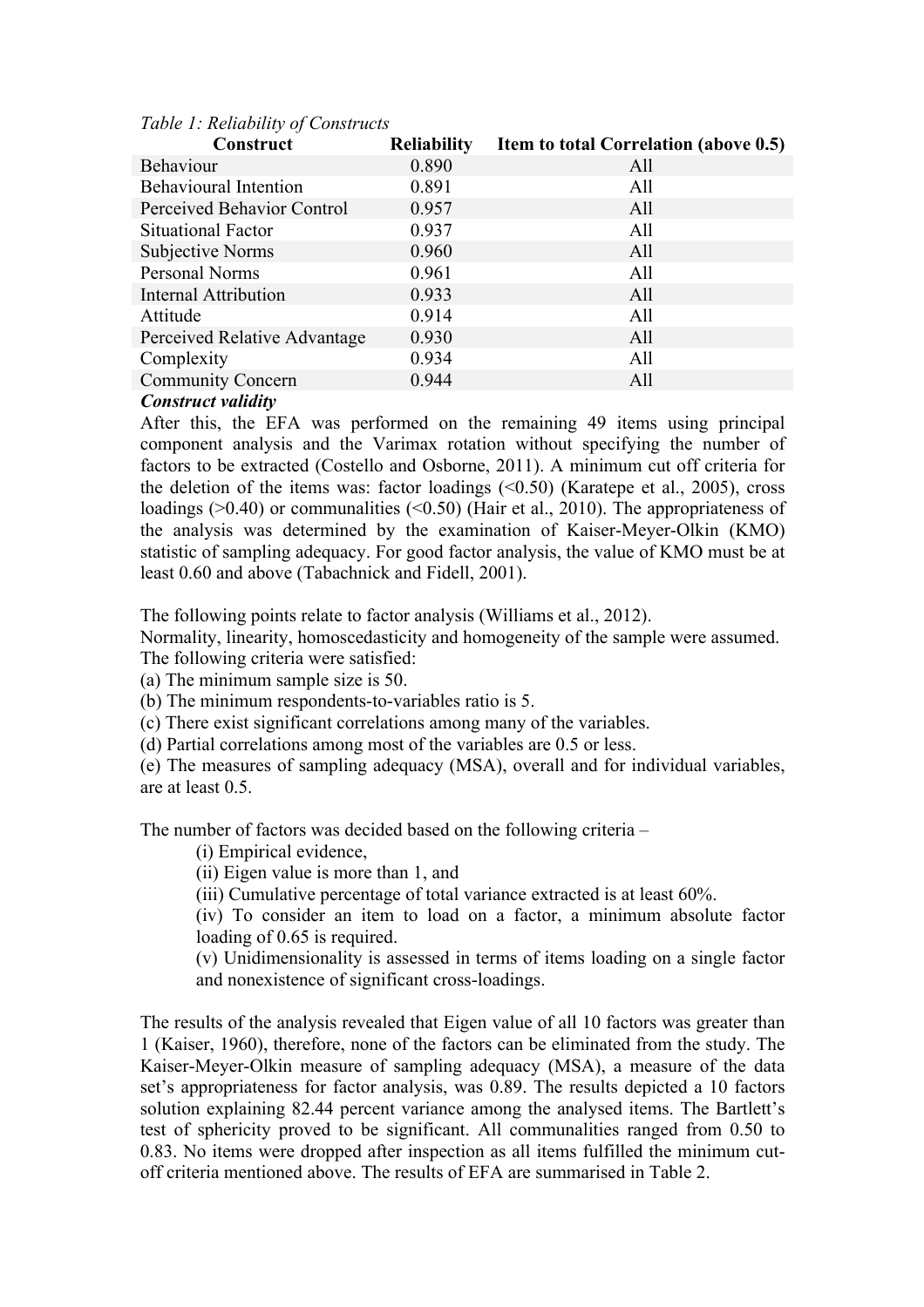*Table 1: Reliability of Constructs*

| Construct | Reliability | Item to total Correlation (above 0.5) |
|---|---|---|
| Behaviour | 0.890 | All |
| Behavioural Intention | 0.891 | All |
| Perceived Behavior Control | 0.957 | All |
| Situational Factor | 0.937 | All |
| Subjective Norms | 0.960 | All |
| Personal Norms | 0.961 | All |
| Internal Attribution | 0.933 | All |
| Attitude | 0.914 | All |
| Perceived Relative Advantage | 0.930 | All |
| Complexity | 0.934 | All |
| Community Concern | 0.944 | All |

***Construct validity***

After this, the EFA was performed on the remaining 49 items using principal component analysis and the Varimax rotation without specifying the number of factors to be extracted (Costello and Osborne, 2011). A minimum cut off criteria for the deletion of the items was: factor loadings (<0.50) (Karatepe et al., 2005), cross loadings (>0.40) or communalities (<0.50) (Hair et al., 2010). The appropriateness of the analysis was determined by the examination of Kaiser-Meyer-Olkin (KMO) statistic of sampling adequacy. For good factor analysis, the value of KMO must be at least 0.60 and above (Tabachnick and Fidell, 2001).

The following points relate to factor analysis (Williams et al., 2012).
Normality, linearity, homoscedasticity and homogeneity of the sample were assumed.
The following criteria were satisfied:
(a) The minimum sample size is 50.
(b) The minimum respondents-to-variables ratio is 5.
(c) There exist significant correlations among many of the variables.
(d) Partial correlations among most of the variables are 0.5 or less.
(e) The measures of sampling adequacy (MSA), overall and for individual variables, are at least 0.5.

The number of factors was decided based on the following criteria –

- (i) Empirical evidence,
- (ii) Eigen value is more than 1, and
- (iii) Cumulative percentage of total variance extracted is at least 60%.
- (iv) To consider an item to load on a factor, a minimum absolute factor loading of 0.65 is required.
- (v) Unidimensionality is assessed in terms of items loading on a single factor and nonexistence of significant cross-loadings.

The results of the analysis revealed that Eigen value of all 10 factors was greater than 1 (Kaiser, 1960), therefore, none of the factors can be eliminated from the study. The Kaiser-Meyer-Olkin measure of sampling adequacy (MSA), a measure of the data set's appropriateness for factor analysis, was 0.89. The results depicted a 10 factors solution explaining 82.44 percent variance among the analysed items. The Bartlett's test of sphericity proved to be significant. All communalities ranged from 0.50 to 0.83. No items were dropped after inspection as all items fulfilled the minimum cut-off criteria mentioned above. The results of EFA are summarised in Table 2.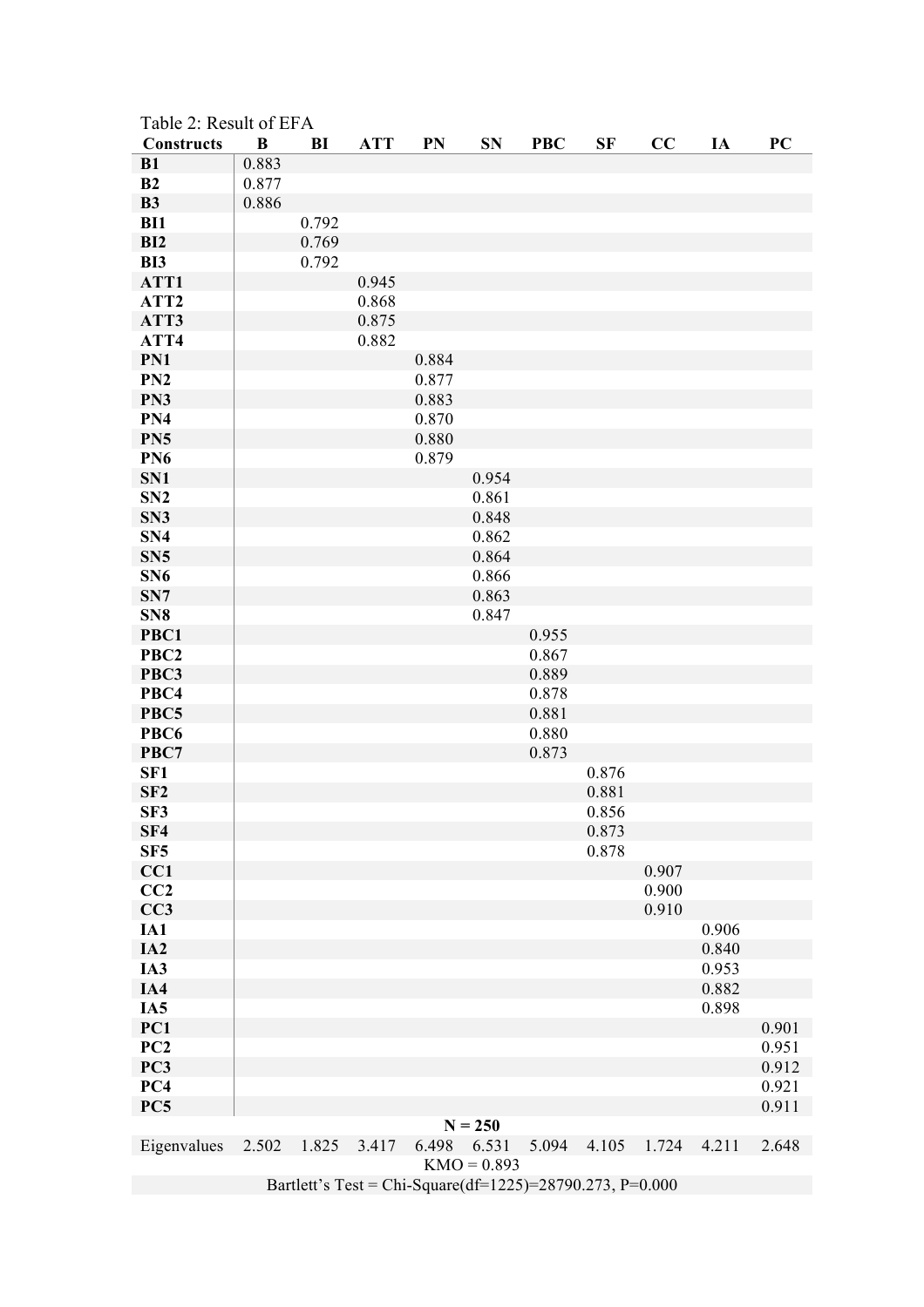Table 2: Result of EFA

| Constructs | B | BI | ATT | PN | SN | PBC | SF | CC | IA | PC |
|---|---|---|---|---|---|---|---|---|---|---|
| **B1** | 0.883 | | | | | | | | | |
| **B2** | 0.877 | | | | | | | | | |
| **B3** | 0.886 | | | | | | | | | |
| **BI1** | | 0.792 | | | | | | | | |
| **BI2** | | 0.769 | | | | | | | | |
| **BI3** | | 0.792 | | | | | | | | |
| **ATT1** | | | 0.945 | | | | | | | |
| **ATT2** | | | 0.868 | | | | | | | |
| **ATT3** | | | 0.875 | | | | | | | |
| **ATT4** | | | 0.882 | | | | | | | |
| **PN1** | | | | 0.884 | | | | | | |
| **PN2** | | | | 0.877 | | | | | | |
| **PN3** | | | | 0.883 | | | | | | |
| **PN4** | | | | 0.870 | | | | | | |
| **PN5** | | | | 0.880 | | | | | | |
| **PN6** | | | | 0.879 | | | | | | |
| **SN1** | | | | | 0.954 | | | | | |
| **SN2** | | | | | 0.861 | | | | | |
| **SN3** | | | | | 0.848 | | | | | |
| **SN4** | | | | | 0.862 | | | | | |
| **SN5** | | | | | 0.864 | | | | | |
| **SN6** | | | | | 0.866 | | | | | |
| **SN7** | | | | | 0.863 | | | | | |
| **SN8** | | | | | 0.847 | | | | | |
| **PBC1** | | | | | | 0.955 | | | | |
| **PBC2** | | | | | | 0.867 | | | | |
| **PBC3** | | | | | | 0.889 | | | | |
| **PBC4** | | | | | | 0.878 | | | | |
| **PBC5** | | | | | | 0.881 | | | | |
| **PBC6** | | | | | | 0.880 | | | | |
| **PBC7** | | | | | | 0.873 | | | | |
| **SF1** | | | | | | | 0.876 | | | |
| **SF2** | | | | | | | 0.881 | | | |
| **SF3** | | | | | | | 0.856 | | | |
| **SF4** | | | | | | | 0.873 | | | |
| **SF5** | | | | | | | 0.878 | | | |
| **CC1** | | | | | | | | 0.907 | | |
| **CC2** | | | | | | | | 0.900 | | |
| **CC3** | | | | | | | | 0.910 | | |
| **IA1** | | | | | | | | | 0.906 | |
| **IA2** | | | | | | | | | 0.840 | |
| **IA3** | | | | | | | | | 0.953 | |
| **IA4** | | | | | | | | | 0.882 | |
| **IA5** | | | | | | | | | 0.898 | |
| **PC1** | | | | | | | | | | 0.901 |
| **PC2** | | | | | | | | | | 0.951 |
| **PC3** | | | | | | | | | | 0.912 |
| **PC4** | | | | | | | | | | 0.921 |
| **PC5** | | | | | | | | | | 0.911 |
| | | | | | **N = 250** | | | | | |
| Eigenvalues | 2.502 | 1.825 | 3.417 | 6.498 | 6.531 | 5.094 | 4.105 | 1.724 | 4.211 | 2.648 |
| | | | | | KMO = 0.893 | | | | | |
| | | | Bartlett's Test = Chi-Square(df=1225)=28790.273, P=0.000 | | | | | | | |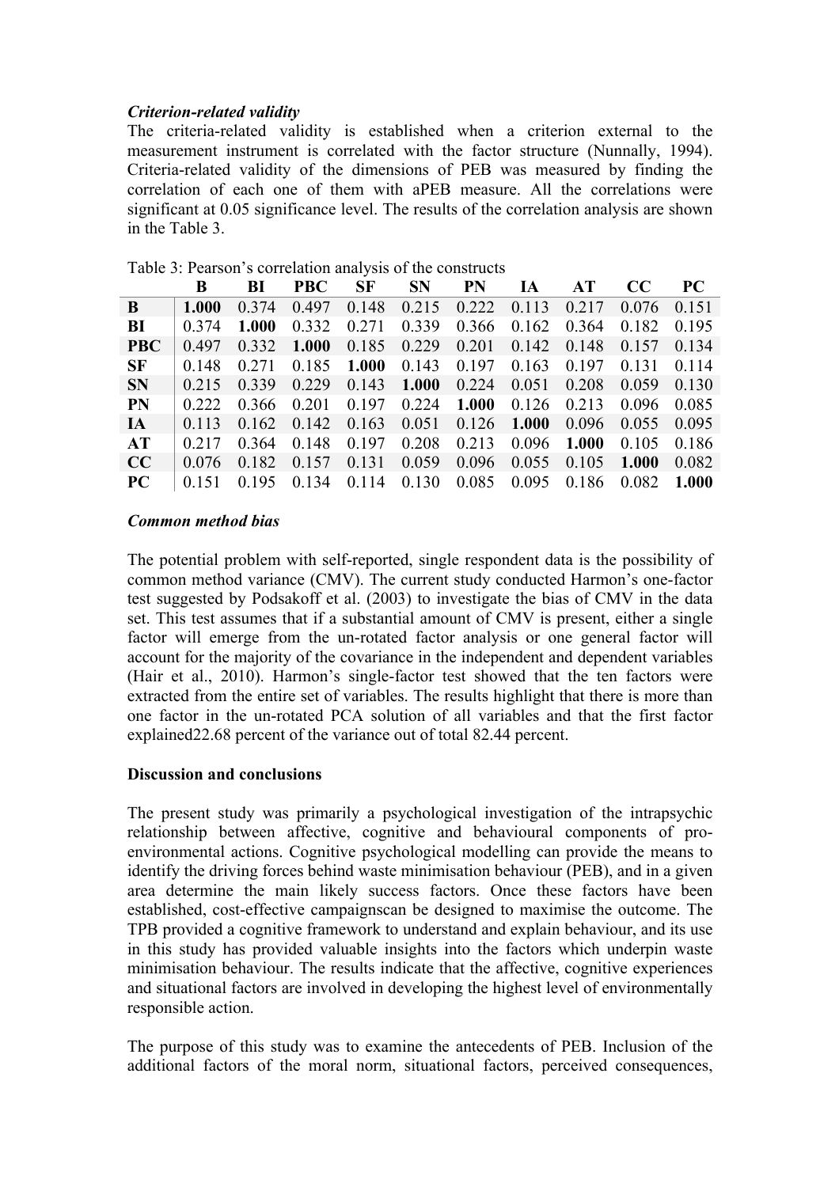*Criterion-related validity*

The criteria-related validity is established when a criterion external to the measurement instrument is correlated with the factor structure (Nunnally, 1994). Criteria-related validity of the dimensions of PEB was measured by finding the correlation of each one of them with aPEB measure. All the correlations were significant at 0.05 significance level. The results of the correlation analysis are shown in the Table 3.

Table 3: Pearson's correlation analysis of the constructs

| | B | BI | PBC | SF | SN | PN | IA | AT | CC | PC |
|---|---|---|---|---|---|---|---|---|---|---|
| **B** | **1.000** | 0.374 | 0.497 | 0.148 | 0.215 | 0.222 | 0.113 | 0.217 | 0.076 | 0.151 |
| **BI** | 0.374 | **1.000** | 0.332 | 0.271 | 0.339 | 0.366 | 0.162 | 0.364 | 0.182 | 0.195 |
| **PBC** | 0.497 | 0.332 | **1.000** | 0.185 | 0.229 | 0.201 | 0.142 | 0.148 | 0.157 | 0.134 |
| **SF** | 0.148 | 0.271 | 0.185 | **1.000** | 0.143 | 0.197 | 0.163 | 0.197 | 0.131 | 0.114 |
| **SN** | 0.215 | 0.339 | 0.229 | 0.143 | **1.000** | 0.224 | 0.051 | 0.208 | 0.059 | 0.130 |
| **PN** | 0.222 | 0.366 | 0.201 | 0.197 | 0.224 | **1.000** | 0.126 | 0.213 | 0.096 | 0.085 |
| **IA** | 0.113 | 0.162 | 0.142 | 0.163 | 0.051 | 0.126 | **1.000** | 0.096 | 0.055 | 0.095 |
| **AT** | 0.217 | 0.364 | 0.148 | 0.197 | 0.208 | 0.213 | 0.096 | **1.000** | 0.105 | 0.186 |
| **CC** | 0.076 | 0.182 | 0.157 | 0.131 | 0.059 | 0.096 | 0.055 | 0.105 | **1.000** | 0.082 |
| **PC** | 0.151 | 0.195 | 0.134 | 0.114 | 0.130 | 0.085 | 0.095 | 0.186 | 0.082 | **1.000** |

***Common method bias***

The potential problem with self-reported, single respondent data is the possibility of common method variance (CMV). The current study conducted Harmon's one-factor test suggested by Podsakoff et al. (2003) to investigate the bias of CMV in the data set. This test assumes that if a substantial amount of CMV is present, either a single factor will emerge from the un-rotated factor analysis or one general factor will account for the majority of the covariance in the independent and dependent variables (Hair et al., 2010). Harmon's single-factor test showed that the ten factors were extracted from the entire set of variables. The results highlight that there is more than one factor in the un-rotated PCA solution of all variables and that the first factor explained22.68 percent of the variance out of total 82.44 percent.

**Discussion and conclusions**

The present study was primarily a psychological investigation of the intrapsychic relationship between affective, cognitive and behavioural components of pro-environmental actions. Cognitive psychological modelling can provide the means to identify the driving forces behind waste minimisation behaviour (PEB), and in a given area determine the main likely success factors. Once these factors have been established, cost-effective campaignscan be designed to maximise the outcome. The TPB provided a cognitive framework to understand and explain behaviour, and its use in this study has provided valuable insights into the factors which underpin waste minimisation behaviour. The results indicate that the affective, cognitive experiences and situational factors are involved in developing the highest level of environmentally responsible action.

The purpose of this study was to examine the antecedents of PEB. Inclusion of the additional factors of the moral norm, situational factors, perceived consequences,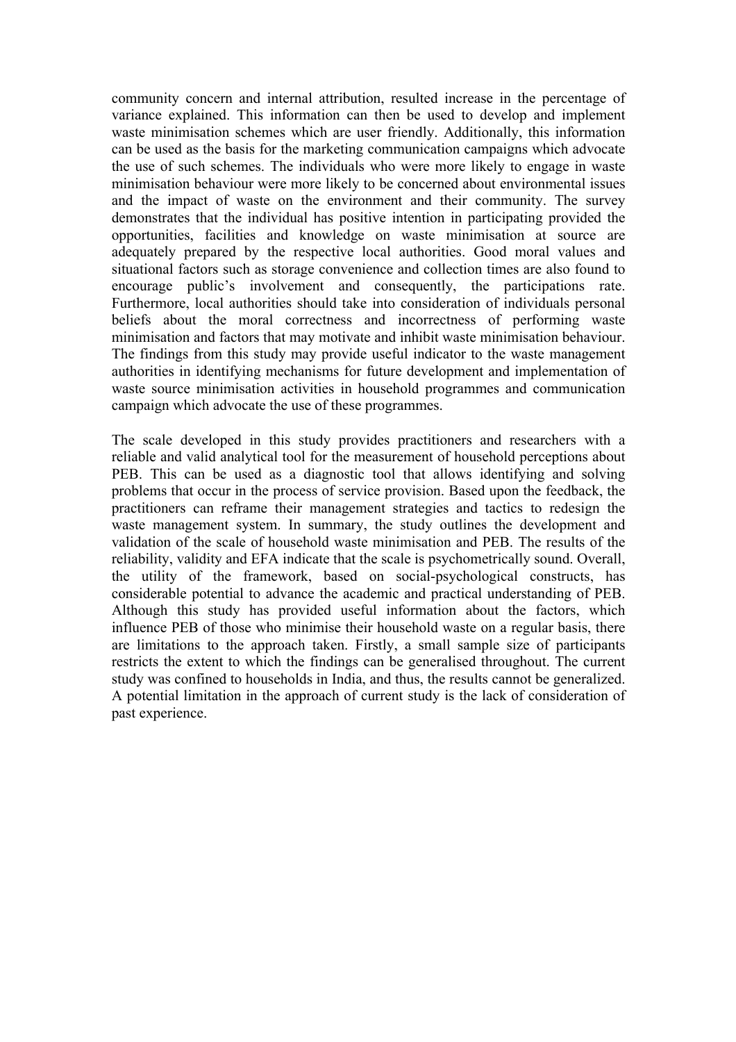community concern and internal attribution, resulted increase in the percentage of variance explained. This information can then be used to develop and implement waste minimisation schemes which are user friendly. Additionally, this information can be used as the basis for the marketing communication campaigns which advocate the use of such schemes. The individuals who were more likely to engage in waste minimisation behaviour were more likely to be concerned about environmental issues and the impact of waste on the environment and their community. The survey demonstrates that the individual has positive intention in participating provided the opportunities, facilities and knowledge on waste minimisation at source are adequately prepared by the respective local authorities. Good moral values and situational factors such as storage convenience and collection times are also found to encourage public's involvement and consequently, the participations rate. Furthermore, local authorities should take into consideration of individuals personal beliefs about the moral correctness and incorrectness of performing waste minimisation and factors that may motivate and inhibit waste minimisation behaviour. The findings from this study may provide useful indicator to the waste management authorities in identifying mechanisms for future development and implementation of waste source minimisation activities in household programmes and communication campaign which advocate the use of these programmes.

The scale developed in this study provides practitioners and researchers with a reliable and valid analytical tool for the measurement of household perceptions about PEB. This can be used as a diagnostic tool that allows identifying and solving problems that occur in the process of service provision. Based upon the feedback, the practitioners can reframe their management strategies and tactics to redesign the waste management system. In summary, the study outlines the development and validation of the scale of household waste minimisation and PEB. The results of the reliability, validity and EFA indicate that the scale is psychometrically sound. Overall, the utility of the framework, based on social-psychological constructs, has considerable potential to advance the academic and practical understanding of PEB. Although this study has provided useful information about the factors, which influence PEB of those who minimise their household waste on a regular basis, there are limitations to the approach taken. Firstly, a small sample size of participants restricts the extent to which the findings can be generalised throughout. The current study was confined to households in India, and thus, the results cannot be generalized. A potential limitation in the approach of current study is the lack of consideration of past experience.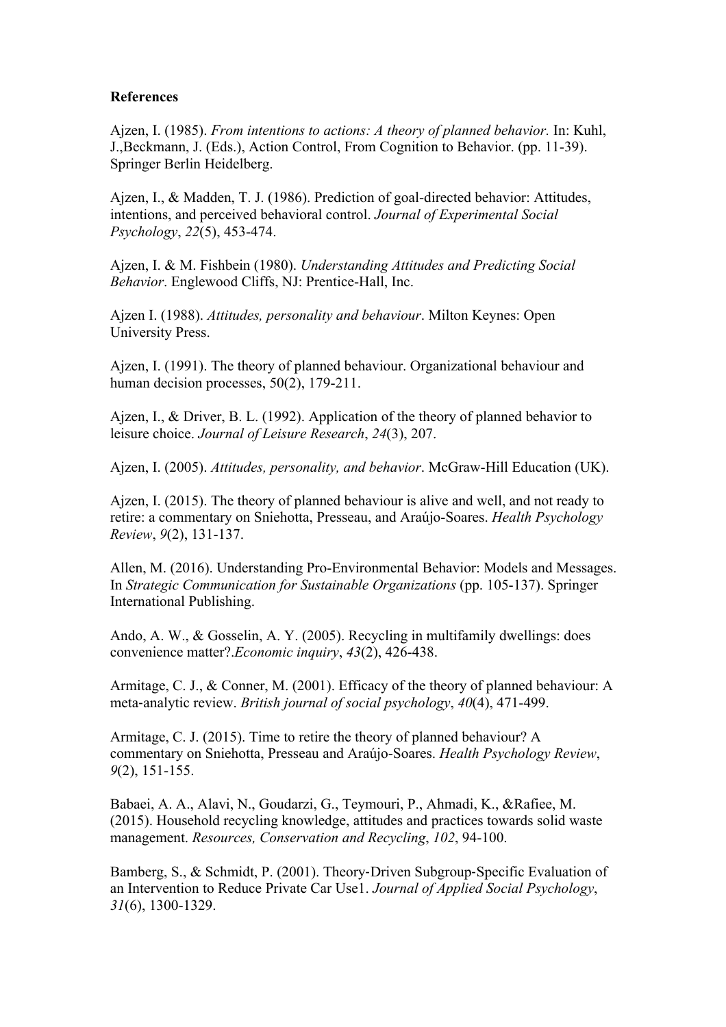**References**

Ajzen, I. (1985). *From intentions to actions: A theory of planned behavior.* In: Kuhl, J.,Beckmann, J. (Eds.), Action Control, From Cognition to Behavior. (pp. 11-39). Springer Berlin Heidelberg.

Ajzen, I., & Madden, T. J. (1986). Prediction of goal-directed behavior: Attitudes, intentions, and perceived behavioral control. *Journal of Experimental Social Psychology*, *22*(5), 453-474.

Ajzen, I. & M. Fishbein (1980). *Understanding Attitudes and Predicting Social Behavior*. Englewood Cliffs, NJ: Prentice-Hall, Inc.

Ajzen I. (1988). *Attitudes, personality and behaviour*. Milton Keynes: Open University Press.

Ajzen, I. (1991). The theory of planned behaviour. Organizational behaviour and human decision processes, 50(2), 179-211.

Ajzen, I., & Driver, B. L. (1992). Application of the theory of planned behavior to leisure choice. *Journal of Leisure Research*, *24*(3), 207.

Ajzen, I. (2005). *Attitudes, personality, and behavior*. McGraw-Hill Education (UK).

Ajzen, I. (2015). The theory of planned behaviour is alive and well, and not ready to retire: a commentary on Sniehotta, Presseau, and Araújo-Soares. *Health Psychology Review*, *9*(2), 131-137.

Allen, M. (2016). Understanding Pro-Environmental Behavior: Models and Messages. In *Strategic Communication for Sustainable Organizations* (pp. 105-137). Springer International Publishing.

Ando, A. W., & Gosselin, A. Y. (2005). Recycling in multifamily dwellings: does convenience matter?.*Economic inquiry*, *43*(2), 426-438.

Armitage, C. J., & Conner, M. (2001). Efficacy of the theory of planned behaviour: A meta‐analytic review. *British journal of social psychology*, *40*(4), 471-499.

Armitage, C. J. (2015). Time to retire the theory of planned behaviour? A commentary on Sniehotta, Presseau and Araújo-Soares. *Health Psychology Review*, *9*(2), 151-155.

Babaei, A. A., Alavi, N., Goudarzi, G., Teymouri, P., Ahmadi, K., &Rafiee, M. (2015). Household recycling knowledge, attitudes and practices towards solid waste management. *Resources, Conservation and Recycling*, *102*, 94-100.

Bamberg, S., & Schmidt, P. (2001). Theory‐Driven Subgroup‐Specific Evaluation of an Intervention to Reduce Private Car Use1. *Journal of Applied Social Psychology*, *31*(6), 1300-1329.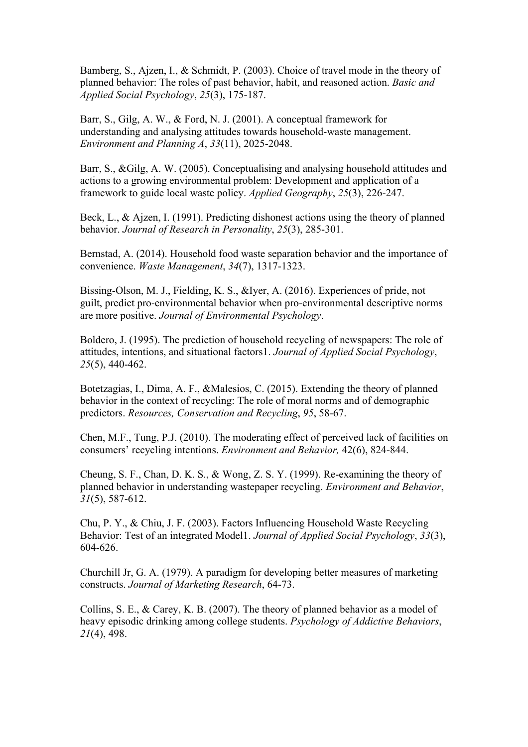Bamberg, S., Ajzen, I., & Schmidt, P. (2003). Choice of travel mode in the theory of planned behavior: The roles of past behavior, habit, and reasoned action. *Basic and Applied Social Psychology*, *25*(3), 175-187.

Barr, S., Gilg, A. W., & Ford, N. J. (2001). A conceptual framework for understanding and analysing attitudes towards household-waste management. *Environment and Planning A*, *33*(11), 2025-2048.

Barr, S., &Gilg, A. W. (2005). Conceptualising and analysing household attitudes and actions to a growing environmental problem: Development and application of a framework to guide local waste policy. *Applied Geography*, *25*(3), 226-247.

Beck, L., & Ajzen, I. (1991). Predicting dishonest actions using the theory of planned behavior. *Journal of Research in Personality*, *25*(3), 285-301.

Bernstad, A. (2014). Household food waste separation behavior and the importance of convenience. *Waste Management*, *34*(7), 1317-1323.

Bissing-Olson, M. J., Fielding, K. S., &Iyer, A. (2016). Experiences of pride, not guilt, predict pro-environmental behavior when pro-environmental descriptive norms are more positive. *Journal of Environmental Psychology*.

Boldero, J. (1995). The prediction of household recycling of newspapers: The role of attitudes, intentions, and situational factors1. *Journal of Applied Social Psychology*, *25*(5), 440-462.

Botetzagias, I., Dima, A. F., &Malesios, C. (2015). Extending the theory of planned behavior in the context of recycling: The role of moral norms and of demographic predictors. *Resources, Conservation and Recycling*, *95*, 58-67.

Chen, M.F., Tung, P.J. (2010). The moderating effect of perceived lack of facilities on consumers' recycling intentions. *Environment and Behavior,* 42(6), 824-844.

Cheung, S. F., Chan, D. K. S., & Wong, Z. S. Y. (1999). Re-examining the theory of planned behavior in understanding wastepaper recycling. *Environment and Behavior*, *31*(5), 587-612.

Chu, P. Y., & Chiu, J. F. (2003). Factors Influencing Household Waste Recycling Behavior: Test of an integrated Model1. *Journal of Applied Social Psychology*, *33*(3), 604-626.

Churchill Jr, G. A. (1979). A paradigm for developing better measures of marketing constructs. *Journal of Marketing Research*, 64-73.

Collins, S. E., & Carey, K. B. (2007). The theory of planned behavior as a model of heavy episodic drinking among college students. *Psychology of Addictive Behaviors*, *21*(4), 498.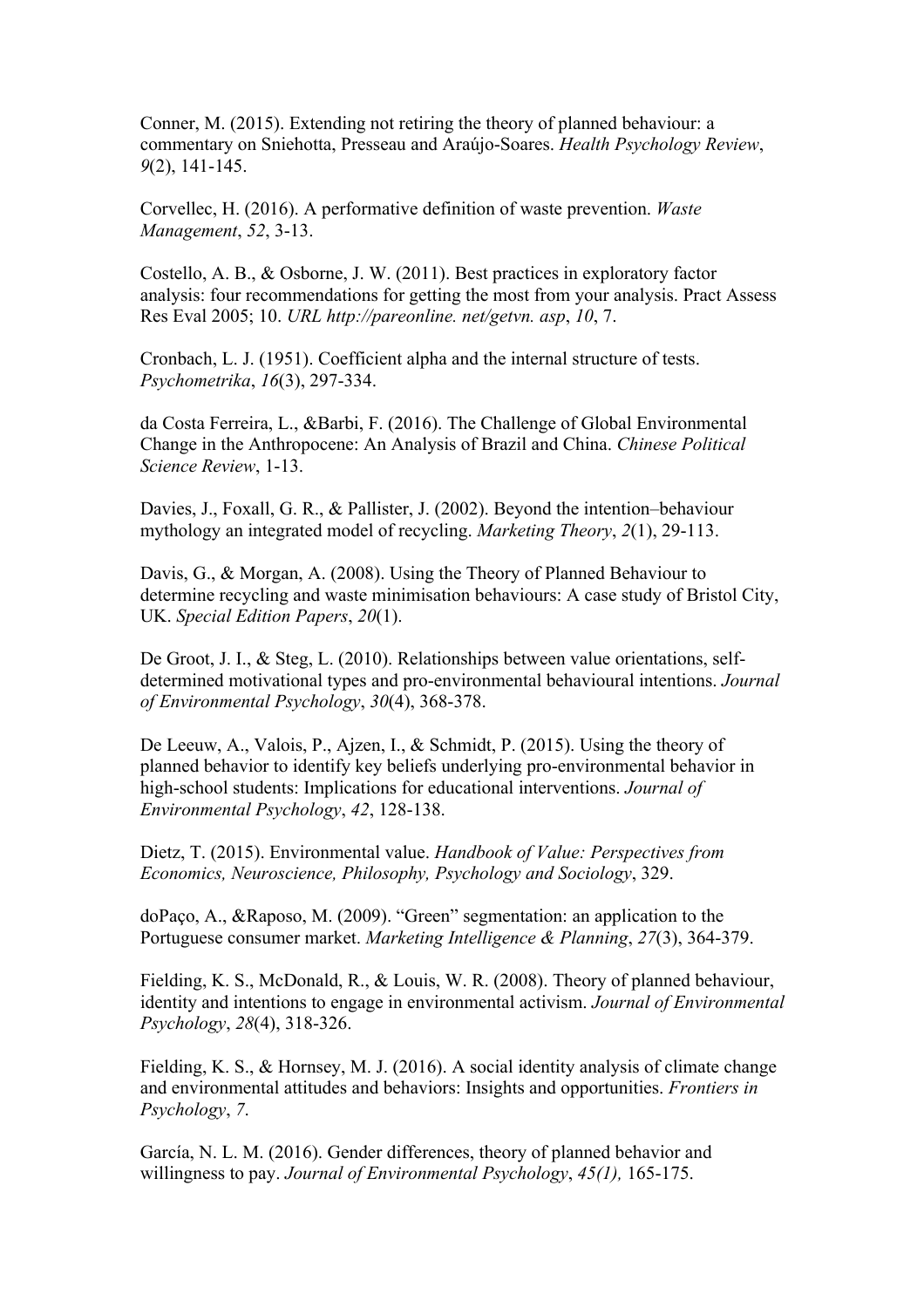Conner, M. (2015). Extending not retiring the theory of planned behaviour: a commentary on Sniehotta, Presseau and Araújo-Soares. *Health Psychology Review*, *9*(2), 141-145.

Corvellec, H. (2016). A performative definition of waste prevention. *Waste Management*, *52*, 3-13.

Costello, A. B., & Osborne, J. W. (2011). Best practices in exploratory factor analysis: four recommendations for getting the most from your analysis. Pract Assess Res Eval 2005; 10. *URL http://pareonline. net/getvn. asp*, *10*, 7.

Cronbach, L. J. (1951). Coefficient alpha and the internal structure of tests. *Psychometrika*, *16*(3), 297-334.

da Costa Ferreira, L., &Barbi, F. (2016). The Challenge of Global Environmental Change in the Anthropocene: An Analysis of Brazil and China. *Chinese Political Science Review*, 1-13.

Davies, J., Foxall, G. R., & Pallister, J. (2002). Beyond the intention–behaviour mythology an integrated model of recycling. *Marketing Theory*, *2*(1), 29-113.

Davis, G., & Morgan, A. (2008). Using the Theory of Planned Behaviour to determine recycling and waste minimisation behaviours: A case study of Bristol City, UK. *Special Edition Papers*, *20*(1).

De Groot, J. I., & Steg, L. (2010). Relationships between value orientations, self-determined motivational types and pro-environmental behavioural intentions. *Journal of Environmental Psychology*, *30*(4), 368-378.

De Leeuw, A., Valois, P., Ajzen, I., & Schmidt, P. (2015). Using the theory of planned behavior to identify key beliefs underlying pro-environmental behavior in high-school students: Implications for educational interventions. *Journal of Environmental Psychology*, *42*, 128-138.

Dietz, T. (2015). Environmental value. *Handbook of Value: Perspectives from Economics, Neuroscience, Philosophy, Psychology and Sociology*, 329.

doPaço, A., &Raposo, M. (2009). "Green" segmentation: an application to the Portuguese consumer market. *Marketing Intelligence & Planning*, *27*(3), 364-379.

Fielding, K. S., McDonald, R., & Louis, W. R. (2008). Theory of planned behaviour, identity and intentions to engage in environmental activism. *Journal of Environmental Psychology*, *28*(4), 318-326.

Fielding, K. S., & Hornsey, M. J. (2016). A social identity analysis of climate change and environmental attitudes and behaviors: Insights and opportunities. *Frontiers in Psychology*, *7*.

García, N. L. M. (2016). Gender differences, theory of planned behavior and willingness to pay. *Journal of Environmental Psychology*, *45(1),* 165-175.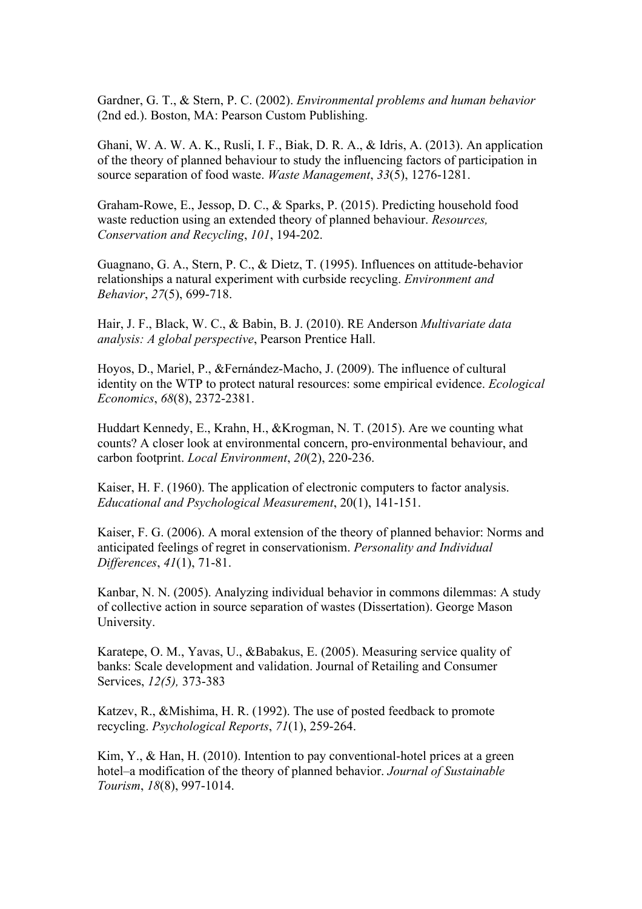Gardner, G. T., & Stern, P. C. (2002). *Environmental problems and human behavior* (2nd ed.). Boston, MA: Pearson Custom Publishing.

Ghani, W. A. W. A. K., Rusli, I. F., Biak, D. R. A., & Idris, A. (2013). An application of the theory of planned behaviour to study the influencing factors of participation in source separation of food waste. *Waste Management*, *33*(5), 1276-1281.

Graham-Rowe, E., Jessop, D. C., & Sparks, P. (2015). Predicting household food waste reduction using an extended theory of planned behaviour. *Resources, Conservation and Recycling*, *101*, 194-202.

Guagnano, G. A., Stern, P. C., & Dietz, T. (1995). Influences on attitude-behavior relationships a natural experiment with curbside recycling. *Environment and Behavior*, *27*(5), 699-718.

Hair, J. F., Black, W. C., & Babin, B. J. (2010). RE Anderson *Multivariate data analysis: A global perspective*, Pearson Prentice Hall.

Hoyos, D., Mariel, P., &Fernández-Macho, J. (2009). The influence of cultural identity on the WTP to protect natural resources: some empirical evidence. *Ecological Economics*, *68*(8), 2372-2381.

Huddart Kennedy, E., Krahn, H., &Krogman, N. T. (2015). Are we counting what counts? A closer look at environmental concern, pro-environmental behaviour, and carbon footprint. *Local Environment*, *20*(2), 220-236.

Kaiser, H. F. (1960). The application of electronic computers to factor analysis. *Educational and Psychological Measurement*, 20(1), 141-151.

Kaiser, F. G. (2006). A moral extension of the theory of planned behavior: Norms and anticipated feelings of regret in conservationism. *Personality and Individual Differences*, *41*(1), 71-81.

Kanbar, N. N. (2005). Analyzing individual behavior in commons dilemmas: A study of collective action in source separation of wastes (Dissertation). George Mason University.

Karatepe, O. M., Yavas, U., &Babakus, E. (2005). Measuring service quality of banks: Scale development and validation. Journal of Retailing and Consumer Services, *12(5),* 373-383

Katzev, R., &Mishima, H. R. (1992). The use of posted feedback to promote recycling. *Psychological Reports*, *71*(1), 259-264.

Kim, Y., & Han, H. (2010). Intention to pay conventional-hotel prices at a green hotel–a modification of the theory of planned behavior. *Journal of Sustainable Tourism*, *18*(8), 997-1014.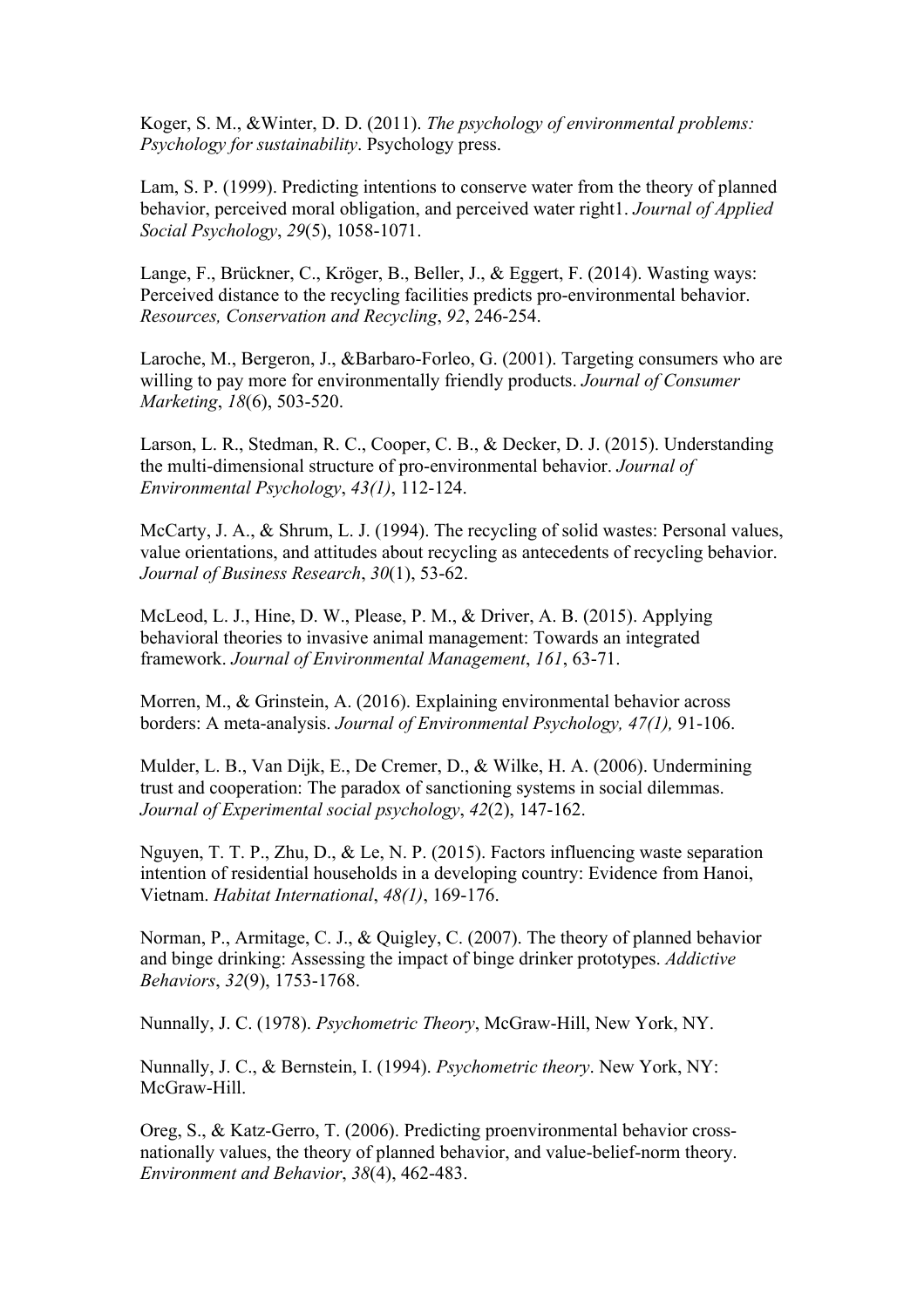Koger, S. M., &Winter, D. D. (2011). *The psychology of environmental problems: Psychology for sustainability*. Psychology press.

Lam, S. P. (1999). Predicting intentions to conserve water from the theory of planned behavior, perceived moral obligation, and perceived water right1. *Journal of Applied Social Psychology*, *29*(5), 1058-1071.

Lange, F., Brückner, C., Kröger, B., Beller, J., & Eggert, F. (2014). Wasting ways: Perceived distance to the recycling facilities predicts pro-environmental behavior. *Resources, Conservation and Recycling*, *92*, 246-254.

Laroche, M., Bergeron, J., &Barbaro-Forleo, G. (2001). Targeting consumers who are willing to pay more for environmentally friendly products. *Journal of Consumer Marketing*, *18*(6), 503-520.

Larson, L. R., Stedman, R. C., Cooper, C. B., & Decker, D. J. (2015). Understanding the multi-dimensional structure of pro-environmental behavior. *Journal of Environmental Psychology*, *43(1)*, 112-124.

McCarty, J. A., & Shrum, L. J. (1994). The recycling of solid wastes: Personal values, value orientations, and attitudes about recycling as antecedents of recycling behavior. *Journal of Business Research*, *30*(1), 53-62.

McLeod, L. J., Hine, D. W., Please, P. M., & Driver, A. B. (2015). Applying behavioral theories to invasive animal management: Towards an integrated framework. *Journal of Environmental Management*, *161*, 63-71.

Morren, M., & Grinstein, A. (2016). Explaining environmental behavior across borders: A meta-analysis. *Journal of Environmental Psychology, 47(1),* 91-106.

Mulder, L. B., Van Dijk, E., De Cremer, D., & Wilke, H. A. (2006). Undermining trust and cooperation: The paradox of sanctioning systems in social dilemmas. *Journal of Experimental social psychology*, *42*(2), 147-162.

Nguyen, T. T. P., Zhu, D., & Le, N. P. (2015). Factors influencing waste separation intention of residential households in a developing country: Evidence from Hanoi, Vietnam. *Habitat International*, *48(1)*, 169-176.

Norman, P., Armitage, C. J., & Quigley, C. (2007). The theory of planned behavior and binge drinking: Assessing the impact of binge drinker prototypes. *Addictive Behaviors*, *32*(9), 1753-1768.

Nunnally, J. C. (1978). *Psychometric Theory*, McGraw-Hill, New York, NY.

Nunnally, J. C., & Bernstein, I. (1994). *Psychometric theory*. New York, NY: McGraw-Hill.

Oreg, S., & Katz-Gerro, T. (2006). Predicting proenvironmental behavior cross-nationally values, the theory of planned behavior, and value-belief-norm theory. *Environment and Behavior*, *38*(4), 462-483.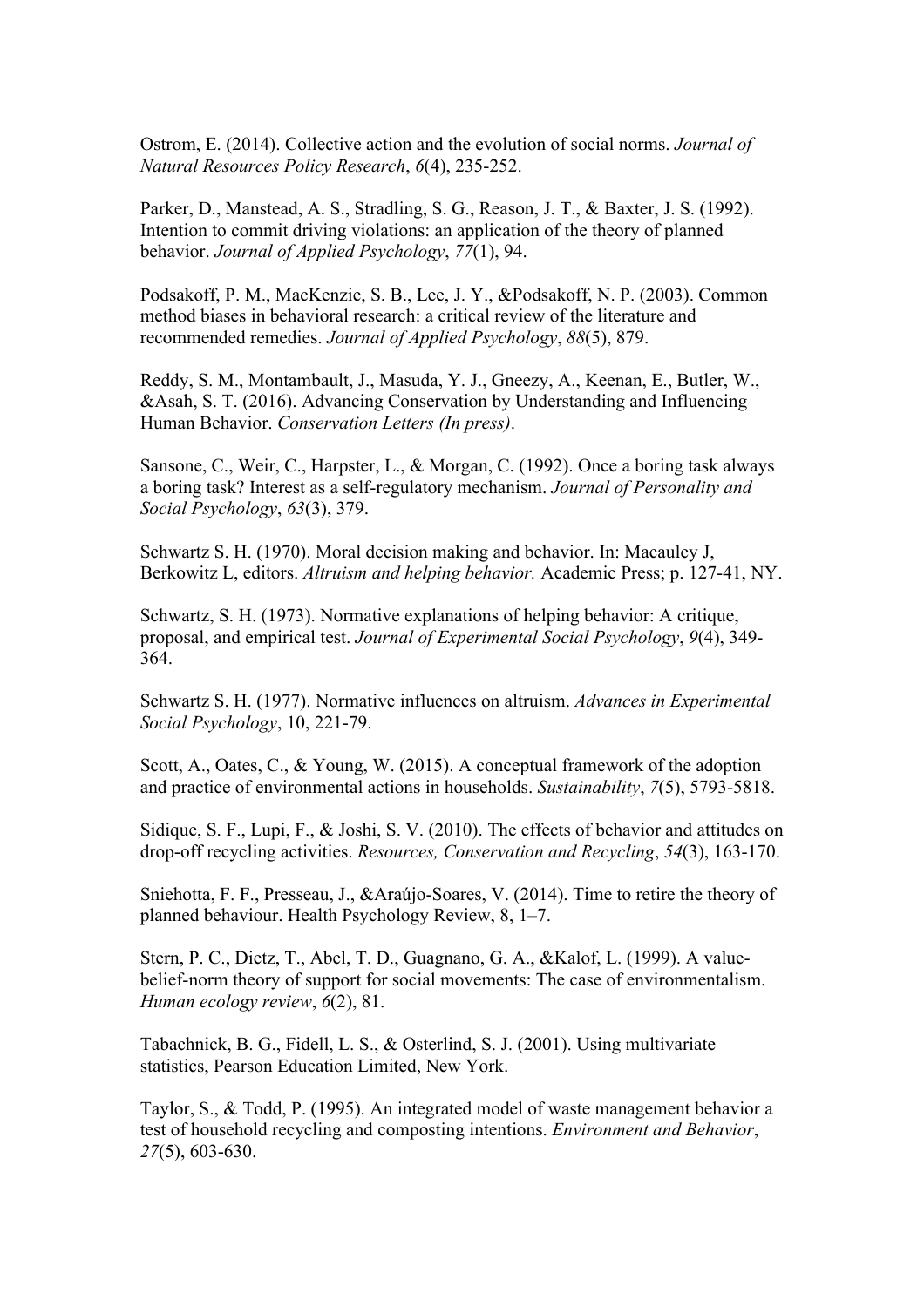Ostrom, E. (2014). Collective action and the evolution of social norms. *Journal of Natural Resources Policy Research*, *6*(4), 235-252.

Parker, D., Manstead, A. S., Stradling, S. G., Reason, J. T., & Baxter, J. S. (1992). Intention to commit driving violations: an application of the theory of planned behavior. *Journal of Applied Psychology*, *77*(1), 94.

Podsakoff, P. M., MacKenzie, S. B., Lee, J. Y., &Podsakoff, N. P. (2003). Common method biases in behavioral research: a critical review of the literature and recommended remedies. *Journal of Applied Psychology*, *88*(5), 879.

Reddy, S. M., Montambault, J., Masuda, Y. J., Gneezy, A., Keenan, E., Butler, W., &Asah, S. T. (2016). Advancing Conservation by Understanding and Influencing Human Behavior. *Conservation Letters (In press)*.

Sansone, C., Weir, C., Harpster, L., & Morgan, C. (1992). Once a boring task always a boring task? Interest as a self-regulatory mechanism. *Journal of Personality and Social Psychology*, *63*(3), 379.

Schwartz S. H. (1970). Moral decision making and behavior. In: Macauley J, Berkowitz L, editors. *Altruism and helping behavior.* Academic Press; p. 127-41, NY.

Schwartz, S. H. (1973). Normative explanations of helping behavior: A critique, proposal, and empirical test. *Journal of Experimental Social Psychology*, *9*(4), 349-364.

Schwartz S. H. (1977). Normative influences on altruism. *Advances in Experimental Social Psychology*, 10, 221-79.

Scott, A., Oates, C., & Young, W. (2015). A conceptual framework of the adoption and practice of environmental actions in households. *Sustainability*, *7*(5), 5793-5818.

Sidique, S. F., Lupi, F., & Joshi, S. V. (2010). The effects of behavior and attitudes on drop-off recycling activities. *Resources, Conservation and Recycling*, *54*(3), 163-170.

Sniehotta, F. F., Presseau, J., &Araújo-Soares, V. (2014). Time to retire the theory of planned behaviour. Health Psychology Review, 8, 1–7.

Stern, P. C., Dietz, T., Abel, T. D., Guagnano, G. A., &Kalof, L. (1999). A value-belief-norm theory of support for social movements: The case of environmentalism. *Human ecology review*, *6*(2), 81.

Tabachnick, B. G., Fidell, L. S., & Osterlind, S. J. (2001). Using multivariate statistics, Pearson Education Limited, New York.

Taylor, S., & Todd, P. (1995). An integrated model of waste management behavior a test of household recycling and composting intentions. *Environment and Behavior*, *27*(5), 603-630.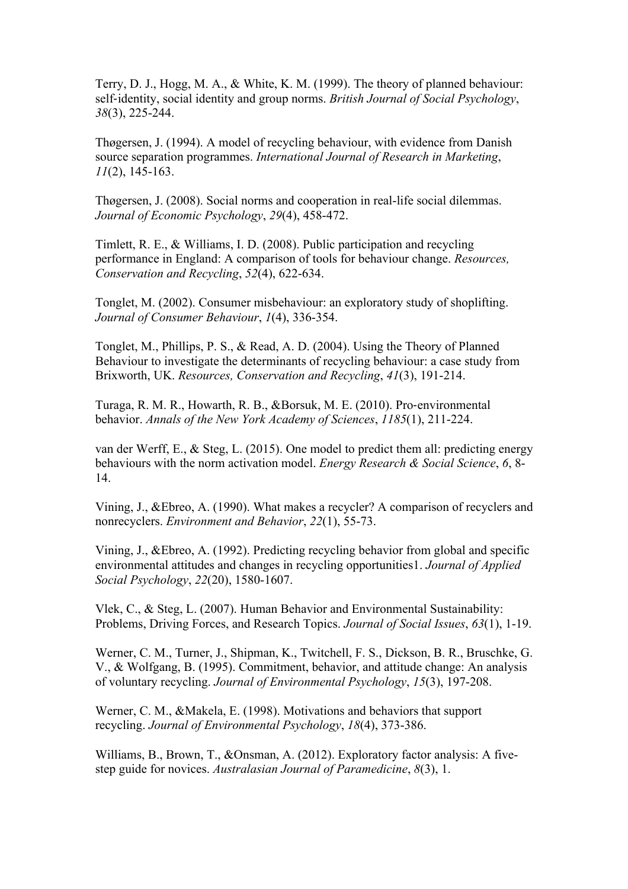Terry, D. J., Hogg, M. A., & White, K. M. (1999). The theory of planned behaviour: self‐identity, social identity and group norms. *British Journal of Social Psychology*, *38*(3), 225-244.

Thøgersen, J. (1994). A model of recycling behaviour, with evidence from Danish source separation programmes. *International Journal of Research in Marketing*, *11*(2), 145-163.

Thøgersen, J. (2008). Social norms and cooperation in real-life social dilemmas. *Journal of Economic Psychology*, *29*(4), 458-472.

Timlett, R. E., & Williams, I. D. (2008). Public participation and recycling performance in England: A comparison of tools for behaviour change. *Resources, Conservation and Recycling*, *52*(4), 622-634.

Tonglet, M. (2002). Consumer misbehaviour: an exploratory study of shoplifting. *Journal of Consumer Behaviour*, *1*(4), 336-354.

Tonglet, M., Phillips, P. S., & Read, A. D. (2004). Using the Theory of Planned Behaviour to investigate the determinants of recycling behaviour: a case study from Brixworth, UK. *Resources, Conservation and Recycling*, *41*(3), 191-214.

Turaga, R. M. R., Howarth, R. B., &Borsuk, M. E. (2010). Pro‐environmental behavior. *Annals of the New York Academy of Sciences*, *1185*(1), 211-224.

van der Werff, E., & Steg, L. (2015). One model to predict them all: predicting energy behaviours with the norm activation model. *Energy Research & Social Science*, *6*, 8-14.

Vining, J., &Ebreo, A. (1990). What makes a recycler? A comparison of recyclers and nonrecyclers. *Environment and Behavior*, *22*(1), 55-73.

Vining, J., &Ebreo, A. (1992). Predicting recycling behavior from global and specific environmental attitudes and changes in recycling opportunities1. *Journal of Applied Social Psychology*, *22*(20), 1580-1607.

Vlek, C., & Steg, L. (2007). Human Behavior and Environmental Sustainability: Problems, Driving Forces, and Research Topics. *Journal of Social Issues*, *63*(1), 1-19.

Werner, C. M., Turner, J., Shipman, K., Twitchell, F. S., Dickson, B. R., Bruschke, G. V., & Wolfgang, B. (1995). Commitment, behavior, and attitude change: An analysis of voluntary recycling. *Journal of Environmental Psychology*, *15*(3), 197-208.

Werner, C. M., &Makela, E. (1998). Motivations and behaviors that support recycling. *Journal of Environmental Psychology*, *18*(4), 373-386.

Williams, B., Brown, T., &Onsman, A. (2012). Exploratory factor analysis: A five-step guide for novices. *Australasian Journal of Paramedicine*, *8*(3), 1.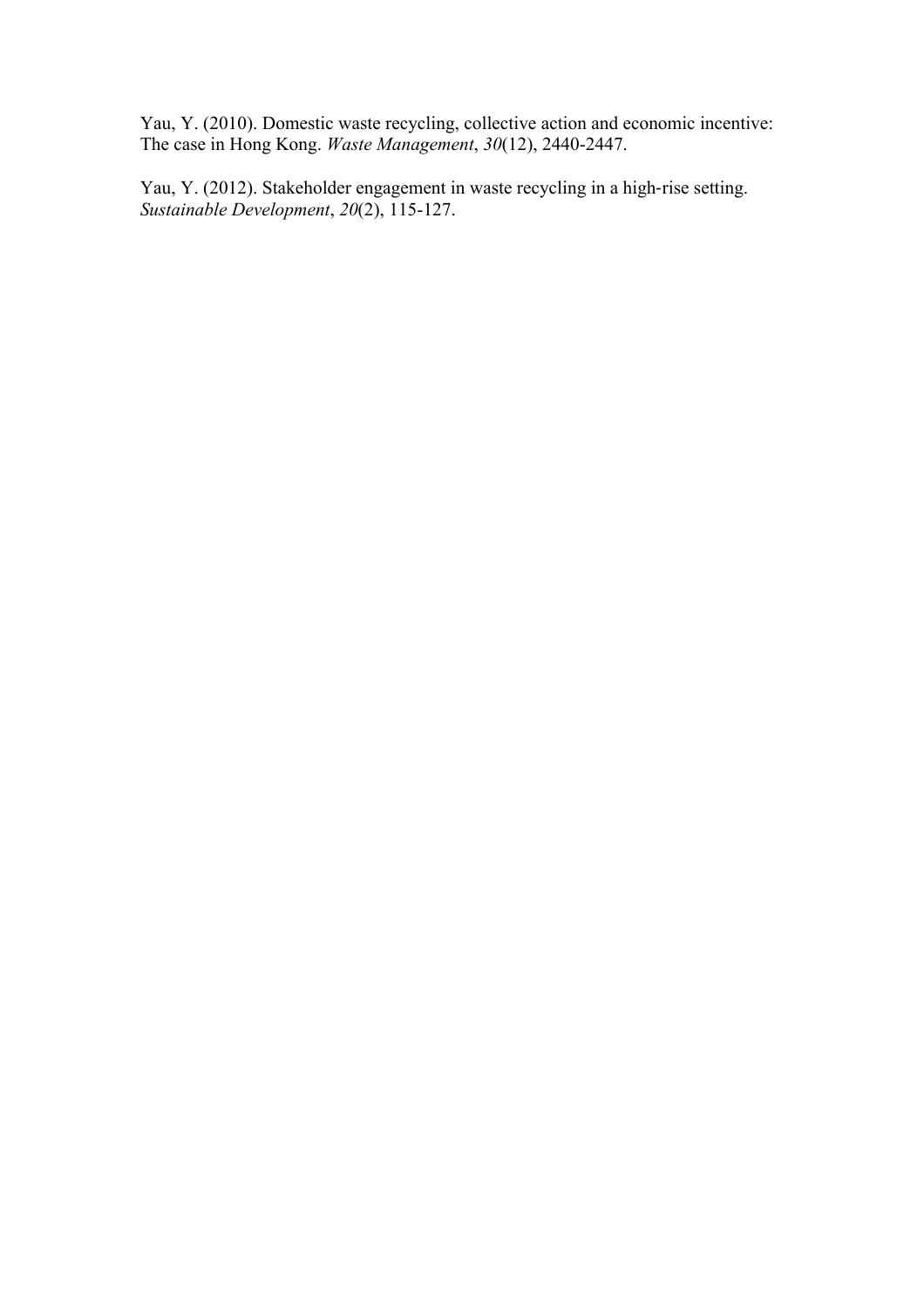Yau, Y. (2010). Domestic waste recycling, collective action and economic incentive: The case in Hong Kong. *Waste Management*, *30*(12), 2440-2447.

Yau, Y. (2012). Stakeholder engagement in waste recycling in a high-rise setting. *Sustainable Development*, *20*(2), 115-127.